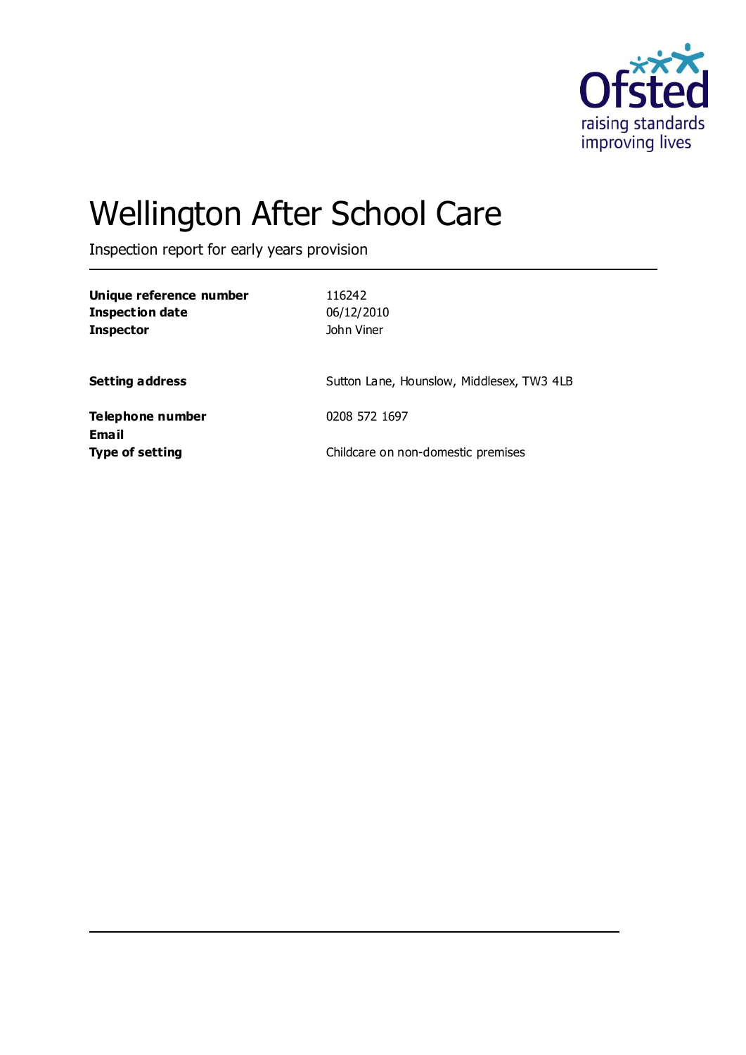Ofsted
raising standards
improving lives

# Wellington After School Care

Inspection report for early years provision

| | |
|---|---|
| **Unique reference number** | 116242 |
| **Inspection date** | 06/12/2010 |
| **Inspector** | John Viner |
| | |
| **Setting address** | Sutton Lane, Hounslow, Middlesex, TW3 4LB |
| | |
| **Telephone number** | 0208 572 1697 |
| **Email** | |
| **Type of setting** | Childcare on non-domestic premises |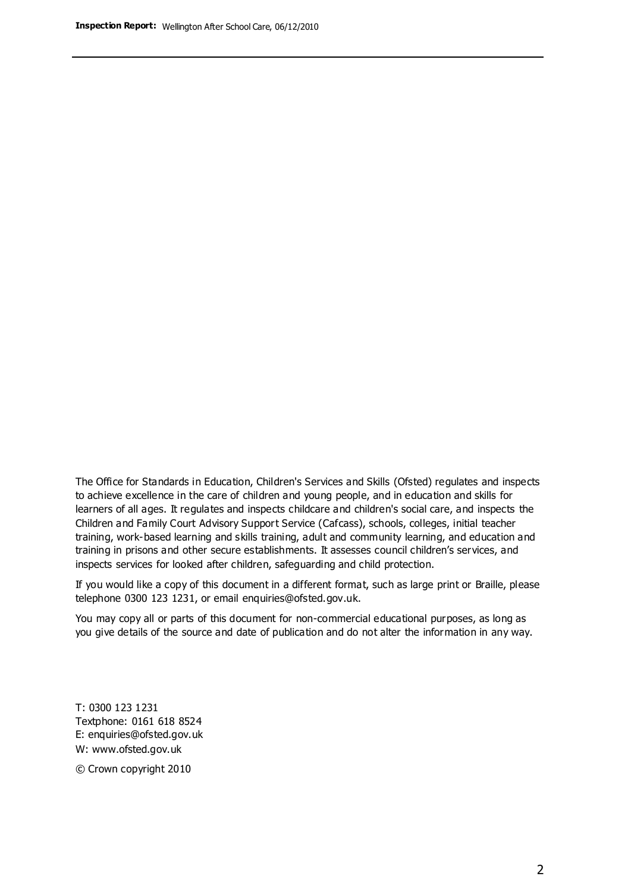The Office for Standards in Education, Children's Services and Skills (Ofsted) regulates and inspects to achieve excellence in the care of children and young people, and in education and skills for learners of all ages. It regulates and inspects childcare and children's social care, and inspects the Children and Family Court Advisory Support Service (Cafcass), schools, colleges, initial teacher training, work-based learning and skills training, adult and community learning, and education and training in prisons and other secure establishments. It assesses council children's services, and inspects services for looked after children, safeguarding and child protection.

If you would like a copy of this document in a different format, such as large print or Braille, please telephone 0300 123 1231, or email enquiries@ofsted.gov.uk.

You may copy all or parts of this document for non-commercial educational purposes, as long as you give details of the source and date of publication and do not alter the information in any way.

T: 0300 123 1231
Textphone: 0161 618 8524
E: enquiries@ofsted.gov.uk
W: www.ofsted.gov.uk

© Crown copyright 2010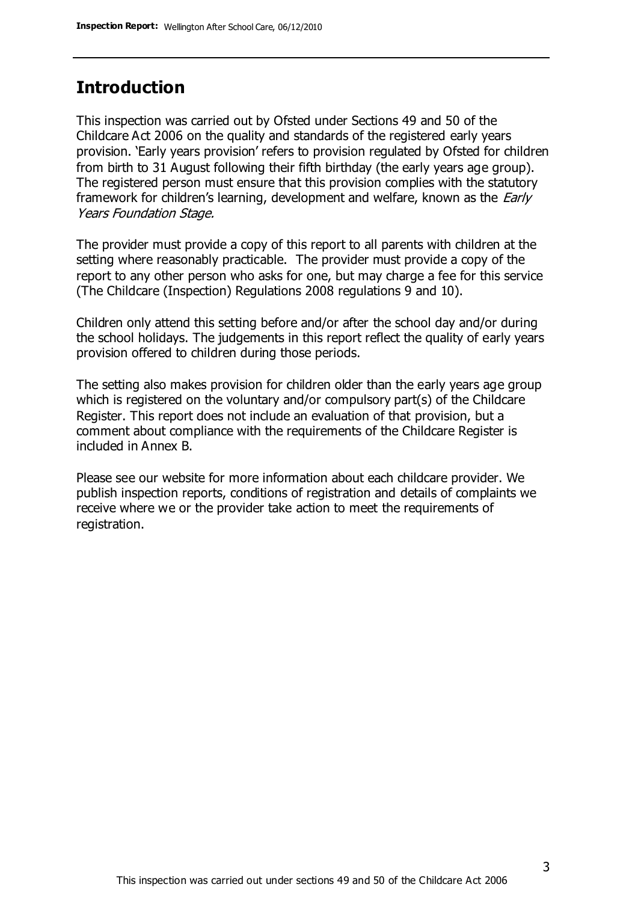# Introduction

This inspection was carried out by Ofsted under Sections 49 and 50 of the Childcare Act 2006 on the quality and standards of the registered early years provision. 'Early years provision' refers to provision regulated by Ofsted for children from birth to 31 August following their fifth birthday (the early years age group). The registered person must ensure that this provision complies with the statutory framework for children's learning, development and welfare, known as the *Early Years Foundation Stage.*

The provider must provide a copy of this report to all parents with children at the setting where reasonably practicable. The provider must provide a copy of the report to any other person who asks for one, but may charge a fee for this service (The Childcare (Inspection) Regulations 2008 regulations 9 and 10).

Children only attend this setting before and/or after the school day and/or during the school holidays. The judgements in this report reflect the quality of early years provision offered to children during those periods.

The setting also makes provision for children older than the early years age group which is registered on the voluntary and/or compulsory part(s) of the Childcare Register. This report does not include an evaluation of that provision, but a comment about compliance with the requirements of the Childcare Register is included in Annex B.

Please see our website for more information about each childcare provider. We publish inspection reports, conditions of registration and details of complaints we receive where we or the provider take action to meet the requirements of registration.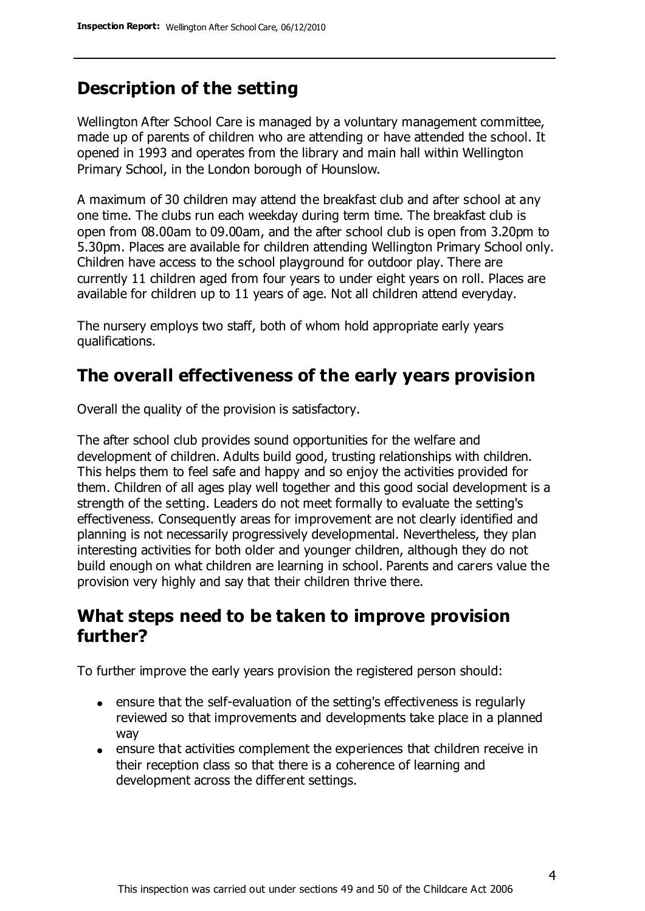## Description of the setting

Wellington After School Care is managed by a voluntary management committee, made up of parents of children who are attending or have attended the school. It opened in 1993 and operates from the library and main hall within Wellington Primary School, in the London borough of Hounslow.

A maximum of 30 children may attend the breakfast club and after school at any one time. The clubs run each weekday during term time. The breakfast club is open from 08.00am to 09.00am, and the after school club is open from 3.20pm to 5.30pm. Places are available for children attending Wellington Primary School only. Children have access to the school playground for outdoor play. There are currently 11 children aged from four years to under eight years on roll. Places are available for children up to 11 years of age. Not all children attend everyday.

The nursery employs two staff, both of whom hold appropriate early years qualifications.

## The overall effectiveness of the early years provision

Overall the quality of the provision is satisfactory.

The after school club provides sound opportunities for the welfare and development of children. Adults build good, trusting relationships with children. This helps them to feel safe and happy and so enjoy the activities provided for them. Children of all ages play well together and this good social development is a strength of the setting. Leaders do not meet formally to evaluate the setting's effectiveness. Consequently areas for improvement are not clearly identified and planning is not necessarily progressively developmental. Nevertheless, they plan interesting activities for both older and younger children, although they do not build enough on what children are learning in school. Parents and carers value the provision very highly and say that their children thrive there.

## What steps need to be taken to improve provision further?

To further improve the early years provision the registered person should:

- ensure that the self-evaluation of the setting's effectiveness is regularly reviewed so that improvements and developments take place in a planned way
- ensure that activities complement the experiences that children receive in their reception class so that there is a coherence of learning and development across the different settings.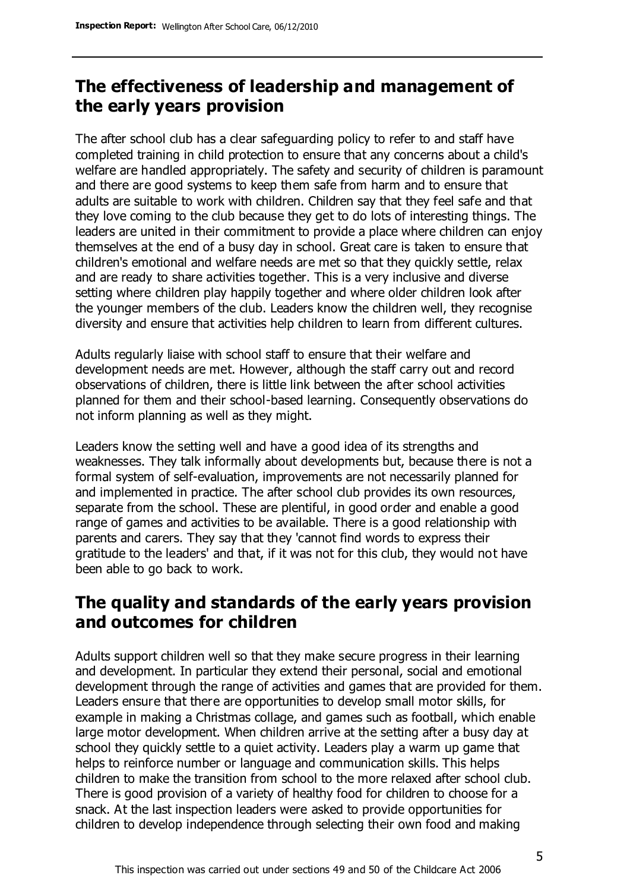## The effectiveness of leadership and management of the early years provision

The after school club has a clear safeguarding policy to refer to and staff have completed training in child protection to ensure that any concerns about a child's welfare are handled appropriately. The safety and security of children is paramount and there are good systems to keep them safe from harm and to ensure that adults are suitable to work with children. Children say that they feel safe and that they love coming to the club because they get to do lots of interesting things. The leaders are united in their commitment to provide a place where children can enjoy themselves at the end of a busy day in school. Great care is taken to ensure that children's emotional and welfare needs are met so that they quickly settle, relax and are ready to share activities together. This is a very inclusive and diverse setting where children play happily together and where older children look after the younger members of the club. Leaders know the children well, they recognise diversity and ensure that activities help children to learn from different cultures.

Adults regularly liaise with school staff to ensure that their welfare and development needs are met. However, although the staff carry out and record observations of children, there is little link between the after school activities planned for them and their school-based learning. Consequently observations do not inform planning as well as they might.

Leaders know the setting well and have a good idea of its strengths and weaknesses. They talk informally about developments but, because there is not a formal system of self-evaluation, improvements are not necessarily planned for and implemented in practice. The after school club provides its own resources, separate from the school. These are plentiful, in good order and enable a good range of games and activities to be available. There is a good relationship with parents and carers. They say that they 'cannot find words to express their gratitude to the leaders' and that, if it was not for this club, they would not have been able to go back to work.

## The quality and standards of the early years provision and outcomes for children

Adults support children well so that they make secure progress in their learning and development. In particular they extend their personal, social and emotional development through the range of activities and games that are provided for them. Leaders ensure that there are opportunities to develop small motor skills, for example in making a Christmas collage, and games such as football, which enable large motor development. When children arrive at the setting after a busy day at school they quickly settle to a quiet activity. Leaders play a warm up game that helps to reinforce number or language and communication skills. This helps children to make the transition from school to the more relaxed after school club. There is good provision of a variety of healthy food for children to choose for a snack. At the last inspection leaders were asked to provide opportunities for children to develop independence through selecting their own food and making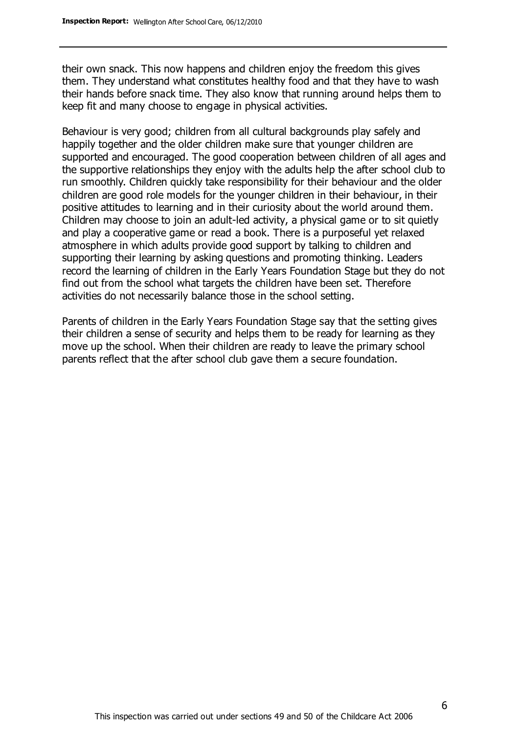their own snack. This now happens and children enjoy the freedom this gives them. They understand what constitutes healthy food and that they have to wash their hands before snack time. They also know that running around helps them to keep fit and many choose to engage in physical activities.

Behaviour is very good; children from all cultural backgrounds play safely and happily together and the older children make sure that younger children are supported and encouraged. The good cooperation between children of all ages and the supportive relationships they enjoy with the adults help the after school club to run smoothly. Children quickly take responsibility for their behaviour and the older children are good role models for the younger children in their behaviour, in their positive attitudes to learning and in their curiosity about the world around them. Children may choose to join an adult-led activity, a physical game or to sit quietly and play a cooperative game or read a book. There is a purposeful yet relaxed atmosphere in which adults provide good support by talking to children and supporting their learning by asking questions and promoting thinking. Leaders record the learning of children in the Early Years Foundation Stage but they do not find out from the school what targets the children have been set. Therefore activities do not necessarily balance those in the school setting.

Parents of children in the Early Years Foundation Stage say that the setting gives their children a sense of security and helps them to be ready for learning as they move up the school. When their children are ready to leave the primary school parents reflect that the after school club gave them a secure foundation.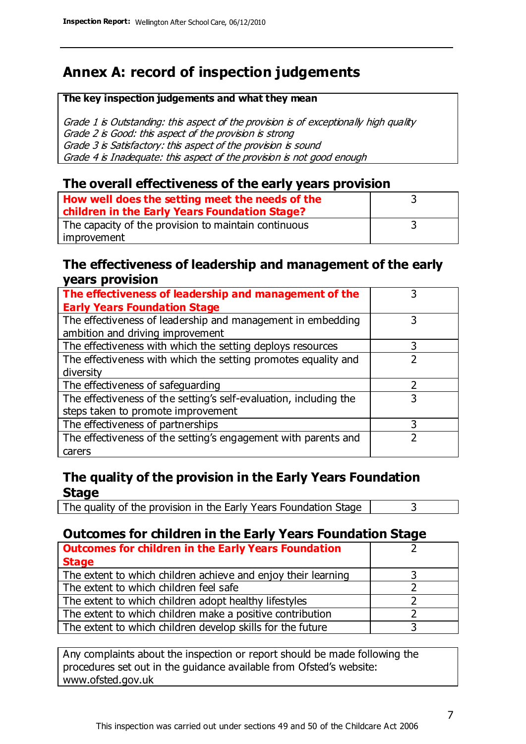# Annex A: record of inspection judgements

**The key inspection judgements and what they mean**

*Grade 1 is Outstanding: this aspect of the provision is of exceptionally high quality*
*Grade 2 is Good: this aspect of the provision is strong*
*Grade 3 is Satisfactory: this aspect of the provision is sound*
*Grade 4 is Inadequate: this aspect of the provision is not good enough*

## The overall effectiveness of the early years provision

| | |
|---|---|
| **How well does the setting meet the needs of the children in the Early Years Foundation Stage?** | 3 |
| The capacity of the provision to maintain continuous improvement | 3 |

## The effectiveness of leadership and management of the early years provision

| | |
|---|---|
| **The effectiveness of leadership and management of the Early Years Foundation Stage** | 3 |
| The effectiveness of leadership and management in embedding ambition and driving improvement | 3 |
| The effectiveness with which the setting deploys resources | 3 |
| The effectiveness with which the setting promotes equality and diversity | 2 |
| The effectiveness of safeguarding | 2 |
| The effectiveness of the setting's self-evaluation, including the steps taken to promote improvement | 3 |
| The effectiveness of partnerships | 3 |
| The effectiveness of the setting's engagement with parents and carers | 2 |

## The quality of the provision in the Early Years Foundation Stage

| | |
|---|---|
| The quality of the provision in the Early Years Foundation Stage | 3 |

## Outcomes for children in the Early Years Foundation Stage

| | |
|---|---|
| **Outcomes for children in the Early Years Foundation Stage** | 2 |
| The extent to which children achieve and enjoy their learning | 3 |
| The extent to which children feel safe | 2 |
| The extent to which children adopt healthy lifestyles | 2 |
| The extent to which children make a positive contribution | 2 |
| The extent to which children develop skills for the future | 3 |

Any complaints about the inspection or report should be made following the procedures set out in the guidance available from Ofsted's website: www.ofsted.gov.uk

This inspection was carried out under sections 49 and 50 of the Childcare Act 2006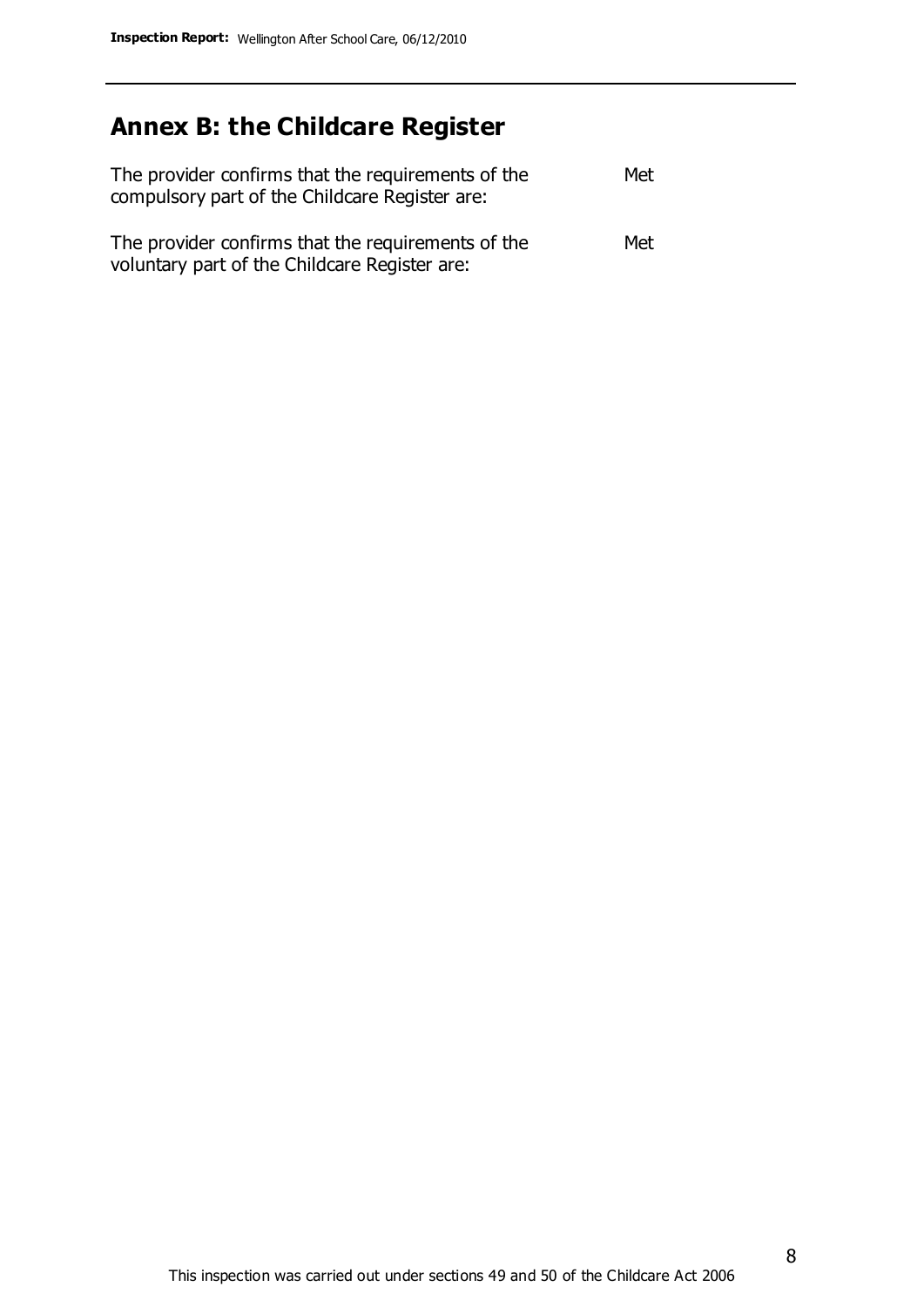## Annex B: the Childcare Register

| | |
|---|---|
| The provider confirms that the requirements of the compulsory part of the Childcare Register are: | Met |
| The provider confirms that the requirements of the voluntary part of the Childcare Register are: | Met |

This inspection was carried out under sections 49 and 50 of the Childcare Act 2006